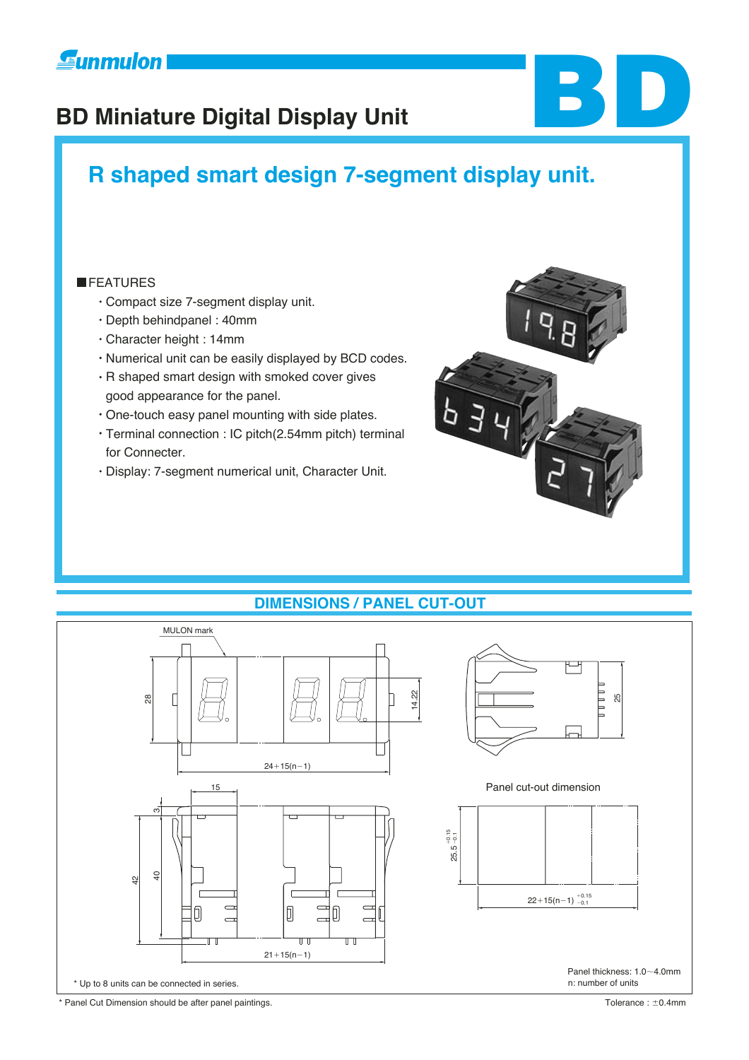# BD Miniature Digital Display Unit

BD

## R shaped smart design 7-segment display unit.

### FEATURES

- Compact size 7-segment display unit.
- Depth behindpanel : 40mm
- Character height : 14mm
- Numerical unit can be easily displayed by BCD codes.
- R shaped smart design with smoked cover gives good appearance for the panel.
- One-touch easy panel mounting with side plates.
- Terminal connection : IC pitch(2.54mm pitch) terminal for Connecter.
- Display: 7-segment numerical unit, Character Unit.

## DIMENSIONS / PANEL CUT-OUT

MULON mark

28

14.22

24+15(n−1)

25

15

3

42

40

21+15(n−1)

Panel cut-out dimension

$25.5^{+0.15}_{-0.1}$

$22+15(n-1)^{+0.15}_{-0.1}$

\* Up to 8 units can be connected in series.

Panel thickness: 1.0~4.0mm

n: number of units

\* Panel Cut Dimension should be after panel paintings.

Tolerance : ±0.4mm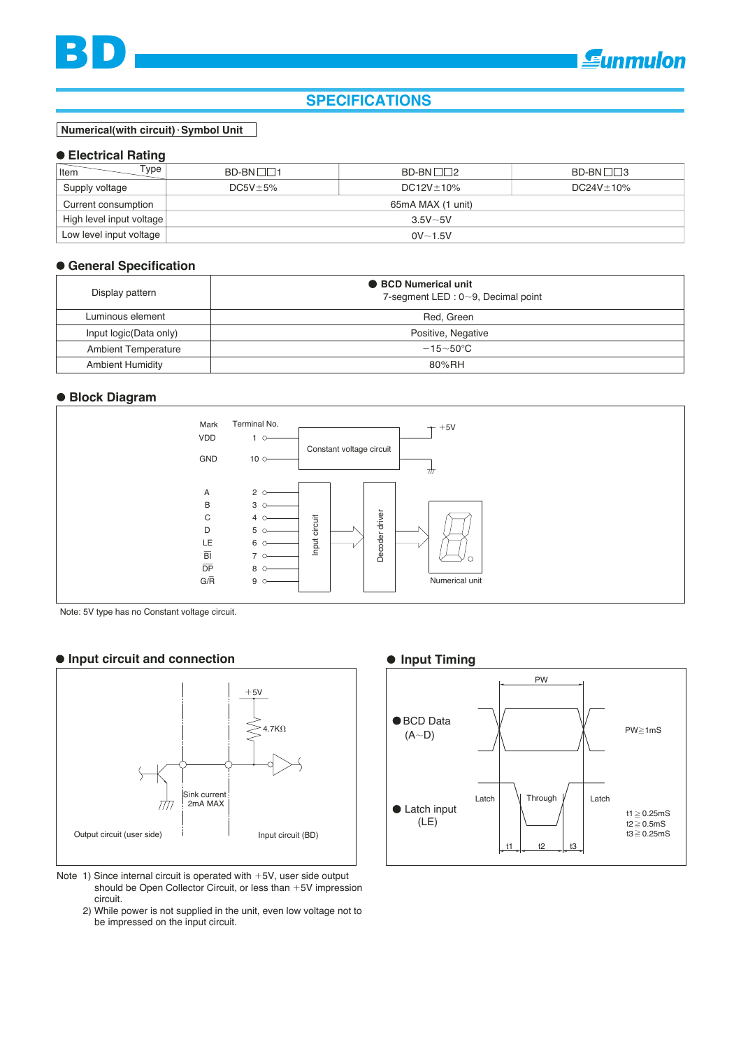# SPECIFICATIONS

**Numerical(with circuit)·Symbol Unit**

## ● Electrical Rating

| Item \ Type | BD-BN□□1 | BD-BN□□2 | BD-BN□□3 |
|---|---|---|---|
| Supply voltage | DC5V±5% | DC12V±10% | DC24V±10% |
| Current consumption | 65mA MAX (1 unit) | | |
| High level input voltage | 3.5V~5V | | |
| Low level input voltage | 0V~1.5V | | |

## ● General Specification

| | |
|---|---|
| Display pattern | ● BCD Numerical unit<br>7-segment LED : 0~9, Decimal point |
| Luminous element | Red, Green |
| Input logic(Data only) | Positive, Negative |
| Ambient Temperature | −15~50°C |
| Ambient Humidity | 80%RH |

## ● Block Diagram

| Mark | Terminal No. |
|---|---|
| VDD | 1 |
| GND | 10 |
| A | 2 |
| B | 3 |
| C | 4 |
| D | 5 |
| LE | 6 |
| $\overline{BI}$ | 7 |
| $\overline{DP}$ | 8 |
| G/$\overline{R}$ | 9 |

Constant voltage circuit (+5V) → Input circuit → Decoder driver → Numerical unit

Note: 5V type has no Constant voltage circuit.

## ● Input circuit and connection

+5V, 4.7KΩ, Sink current 2mA MAX

Output circuit (user side) — Input circuit (BD)

Note 1) Since internal circuit is operated with +5V, user side output should be Open Collector Circuit, or less than +5V impression circuit.
2) While power is not supplied in the unit, even low voltage not to be impressed on the input circuit.

## ● Input Timing

● BCD Data (A~D) — PW, PW≧1mS

● Latch input (LE) — Latch, Through, Latch

t1≧0.25mS
t2≧0.5mS
t3≧0.25mS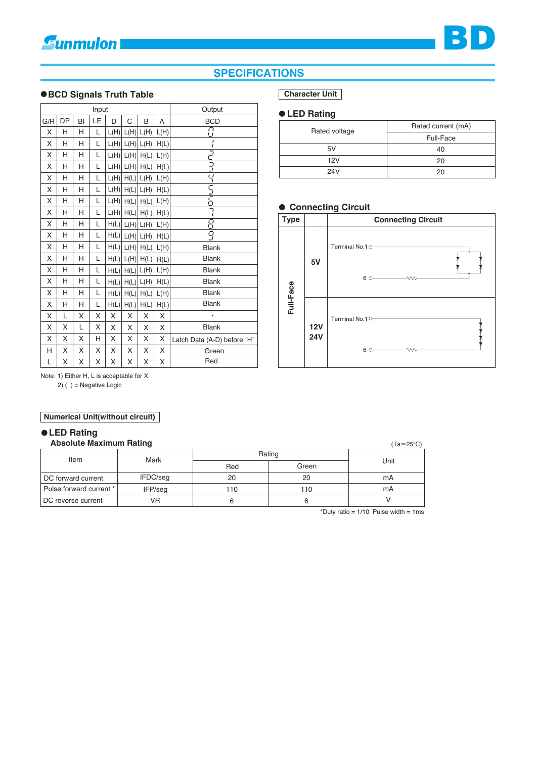# SPECIFICATIONS

## ●BCD Signals Truth Table

| Input | | | | | | | | Output |
|---|---|---|---|---|---|---|---|---|
| G/R̄ | D̄P̄ | B̄Ī | LE | D | C | B | A | BCD |
| X | H | H | L | L(H) | L(H) | L(H) | L(H) | 0 |
| X | H | H | L | L(H) | L(H) | L(H) | H(L) | 1 |
| X | H | H | L | L(H) | L(H) | H(L) | L(H) | 2 |
| X | H | H | L | L(H) | L(H) | H(L) | H(L) | 3 |
| X | H | H | L | L(H) | H(L) | L(H) | L(H) | 4 |
| X | H | H | L | L(H) | H(L) | L(H) | H(L) | 5 |
| X | H | H | L | L(H) | H(L) | H(L) | L(H) | 6 |
| X | H | H | L | L(H) | H(L) | H(L) | H(L) | 7 |
| X | H | H | L | H(L) | L(H) | L(H) | L(H) | 8 |
| X | H | H | L | H(L) | L(H) | L(H) | H(L) | 9 |
| X | H | H | L | H(L) | L(H) | H(L) | L(H) | Blank |
| X | H | H | L | H(L) | L(H) | H(L) | H(L) | Blank |
| X | H | H | L | H(L) | H(L) | L(H) | L(H) | Blank |
| X | H | H | L | H(L) | H(L) | L(H) | H(L) | Blank |
| X | H | H | L | H(L) | H(L) | H(L) | L(H) | Blank |
| X | H | H | L | H(L) | H(L) | H(L) | H(L) | Blank |
| X | L | X | X | X | X | X | X | • |
| X | X | L | X | X | X | X | X | Blank |
| X | X | X | H | X | X | X | X | Latch Data (A-D) before 'H' |
| H | X | X | X | X | X | X | X | Green |
| L | X | X | X | X | X | X | X | Red |

Note: 1) Either H, L is acceptable for X
2) ( ) = Negative Logic

**Character Unit**

## ●LED Rating

| Rated voltage | Rated current (mA) |
|---|---|
| | Full-Face |
| 5V | 40 |
| 12V | 20 |
| 24V | 20 |

## ● Connecting Circuit

| Type | | Connecting Circuit |
|---|---|---|
| Full-Face | 5V | Terminal No.1 ○ … 6 ○ |
| | 12V 24V | Terminal No.1 ○ … 6 ○ |

**Numerical Unit(without circuit)**

## ●LED Rating

### Absolute Maximum Rating

(Ta=25°C)

| Item | Mark | Rating | | Unit |
|---|---|---|---|---|
| | | Red | Green | |
| DC forward current | IFDC/seg | 20 | 20 | mA |
| Pulse forward current * | IFP/seg | 110 | 110 | mA |
| DC reverse current | VR | 6 | 6 | V |

*Duty ratio = 1/10 Pulse width = 1ms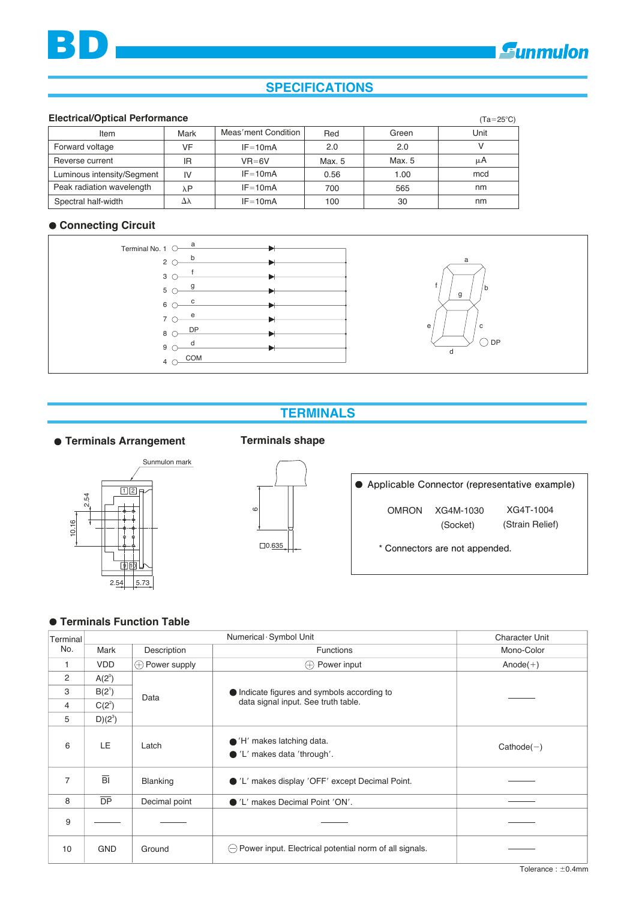## SPECIFICATIONS

**Electrical/Optical Performance** (Ta=25°C)

| Item | Mark | Meas'ment Condition | Red | Green | Unit |
|---|---|---|---|---|---|
| Forward voltage | VF | IF=10mA | 2.0 | 2.0 | V |
| Reverse current | IR | VR=6V | Max. 5 | Max. 5 | μA |
| Luminous intensity/Segment | IV | IF=10mA | 0.56 | 1.00 | mcd |
| Peak radiation wavelength | λP | IF=10mA | 700 | 565 | nm |
| Spectral half-width | Δλ | IF=10mA | 100 | 30 | nm |

● **Connecting Circuit**

Terminal No. 1 a, 2 b, 3 f, 5 g, 6 c, 7 e, 8 DP, 9 d, 4 COM

## TERMINALS

● **Terminals Arrangement**

Sunmulon mark

**Terminals shape**

● Applicable Connector (representative example)

OMRON XG4M-1030 (Socket) XG4T-1004 (Strain Relief)

\* Connectors are not appended.

● **Terminals Function Table**

| Terminal No. | Numerical·Symbol Unit | | | Character Unit |
|---|---|---|---|---|
| | Mark | Description | Functions | Mono-Color |
| 1 | VDD | ⊕ Power supply | ⊕ Power input | Anode(+) |
| 2 | A($2^0$) | Data | ● Indicate figures and symbols according to data signal input. See truth table. | ——— |
| 3 | B($2^1$) | | | |
| 4 | C($2^2$) | | | |
| 5 | D($2^3$) | | | |
| 6 | LE | Latch | ●'H' makes latching data. ●'L' makes data 'through'. | Cathode(−) |
| 7 | $\overline{BI}$ | Blanking | ●'L' makes display 'OFF' except Decimal Point. | ——— |
| 8 | $\overline{DP}$ | Decimal point | ●'L' makes Decimal Point 'ON'. | ——— |
| 9 | ——— | ——— | ——— | ——— |
| 10 | GND | Ground | ⊖ Power input. Electrical potential norm of all signals. | ——— |

Tolerance : ±0.4mm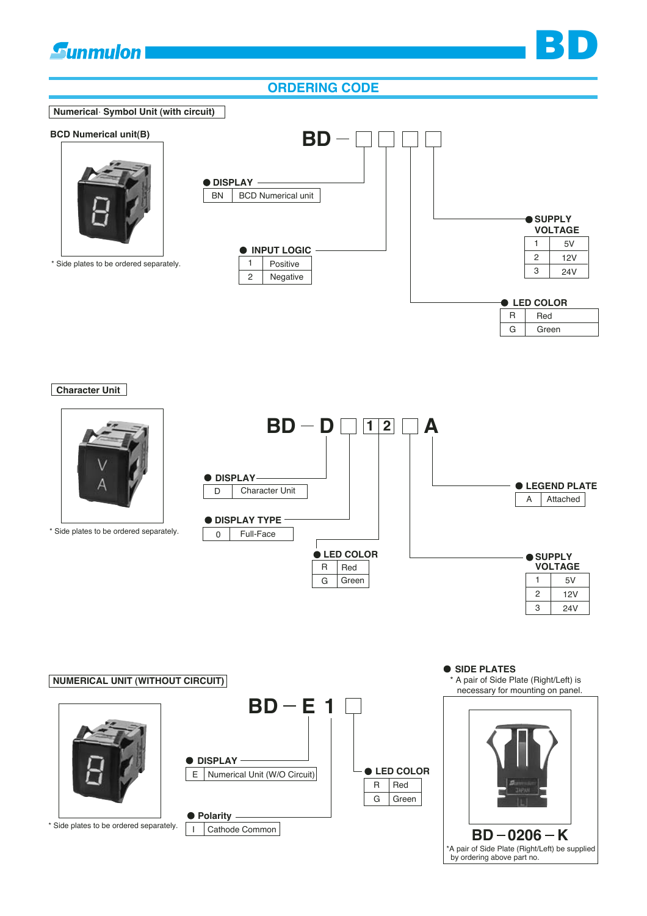# ORDERING CODE

## Numerical· Symbol Unit (with circuit)

**BCD Numerical unit(B)**

* Side plates to be ordered separately.

**BD – □ □ □ □**

● DISPLAY

| | |
|---|---|
| BN | BCD Numerical unit |

● INPUT LOGIC

| | |
|---|---|
| 1 | Positive |
| 2 | Negative |

● SUPPLY VOLTAGE

| | |
|---|---|
| 1 | 5V |
| 2 | 12V |
| 3 | 24V |

● LED COLOR

| | |
|---|---|
| R | Red |
| G | Green |

## Character Unit

* Side plates to be ordered separately.

**BD – D □ 1 2 □ A**

● DISPLAY

| | |
|---|---|
| D | Character Unit |

● DISPLAY TYPE

| | |
|---|---|
| 0 | Full-Face |

● LED COLOR

| | |
|---|---|
| R | Red |
| G | Green |

● LEGEND PLATE

| | |
|---|---|
| A | Attached |

● SUPPLY VOLTAGE

| | |
|---|---|
| 1 | 5V |
| 2 | 12V |
| 3 | 24V |

## NUMERICAL UNIT (WITHOUT CIRCUIT)

* Side plates to be ordered separately.

**BD – E 1 □**

● DISPLAY

| | |
|---|---|
| E | Numerical Unit (W/O Circuit) |

● Polarity

| | |
|---|---|
| I | Cathode Common |

● LED COLOR

| | |
|---|---|
| R | Red |
| G | Green |

● SIDE PLATES

* A pair of Side Plate (Right/Left) is necessary for mounting on panel.

**BD – 0206 – K**

*A pair of Side Plate (Right/Left) be supplied by ordering above part no.